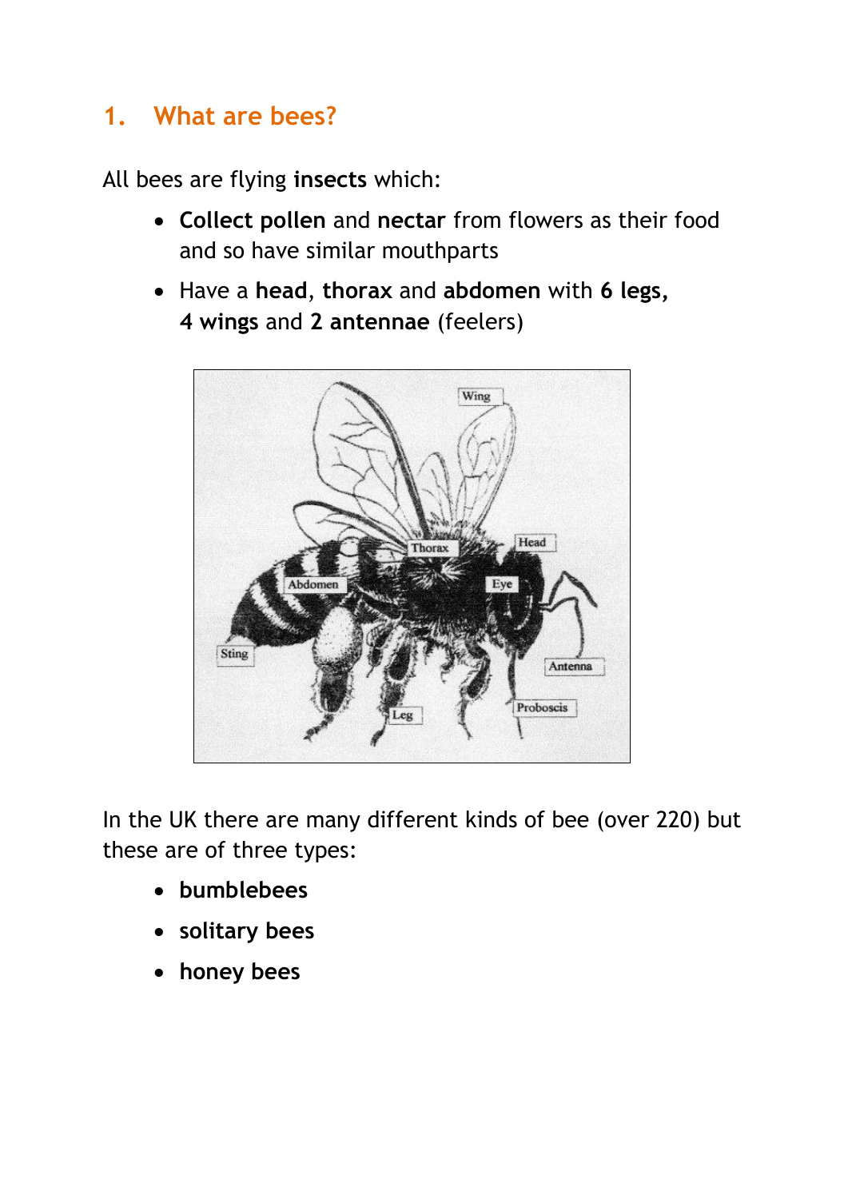## 1. What are bees?

All bees are flying **insects** which:

- **Collect pollen** and **nectar** from flowers as their food and so have similar mouthparts
- Have a **head**, **thorax** and **abdomen** with **6 legs, 4 wings** and **2 antennae** (feelers)

In the UK there are many different kinds of bee (over 220) but these are of three types:

- **bumblebees**
- **solitary bees**
- **honey bees**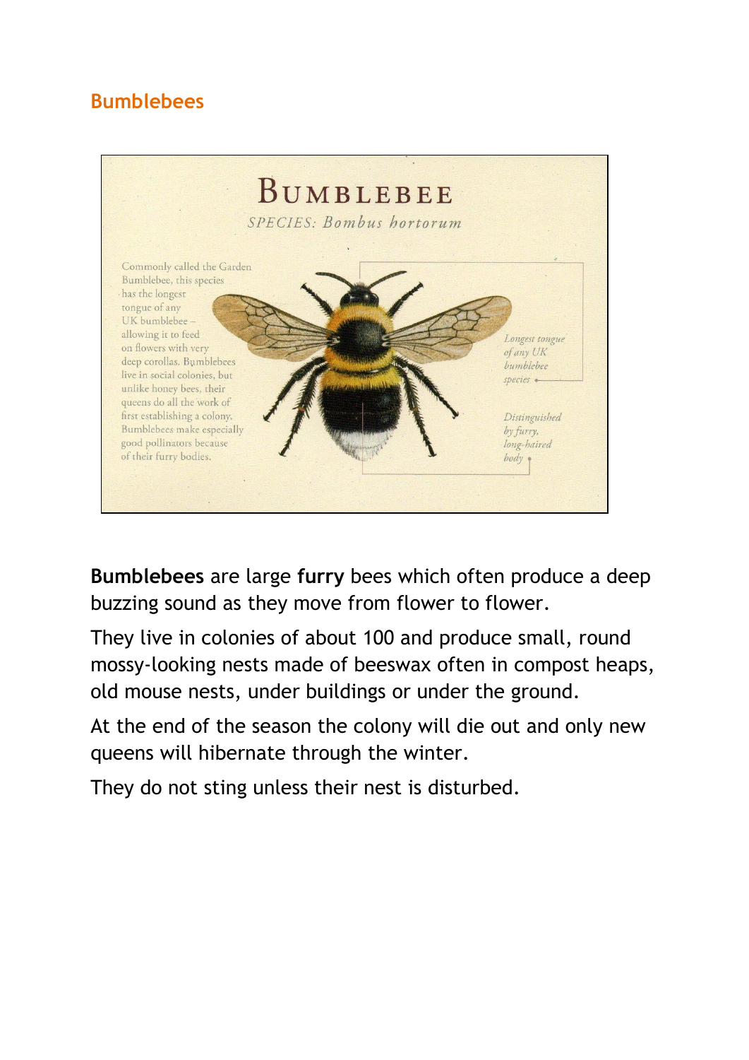## Bumblebees

# BUMBLEBEE

*SPECIES: Bombus hortorum*

Commonly called the Garden Bumblebee, this species has the longest tongue of any UK bumblebee – allowing it to feed on flowers with very deep corollas. Bumblebees live in social colonies, but unlike honey bees, their queens do all the work of first establishing a colony. Bumblebees make especially good pollinators because of their furry bodies.

*Longest tongue of any UK bumblebee species*

*Distinguished by furry, long-haired body*

**Bumblebees** are large **furry** bees which often produce a deep buzzing sound as they move from flower to flower.

They live in colonies of about 100 and produce small, round mossy-looking nests made of beeswax often in compost heaps, old mouse nests, under buildings or under the ground.

At the end of the season the colony will die out and only new queens will hibernate through the winter.

They do not sting unless their nest is disturbed.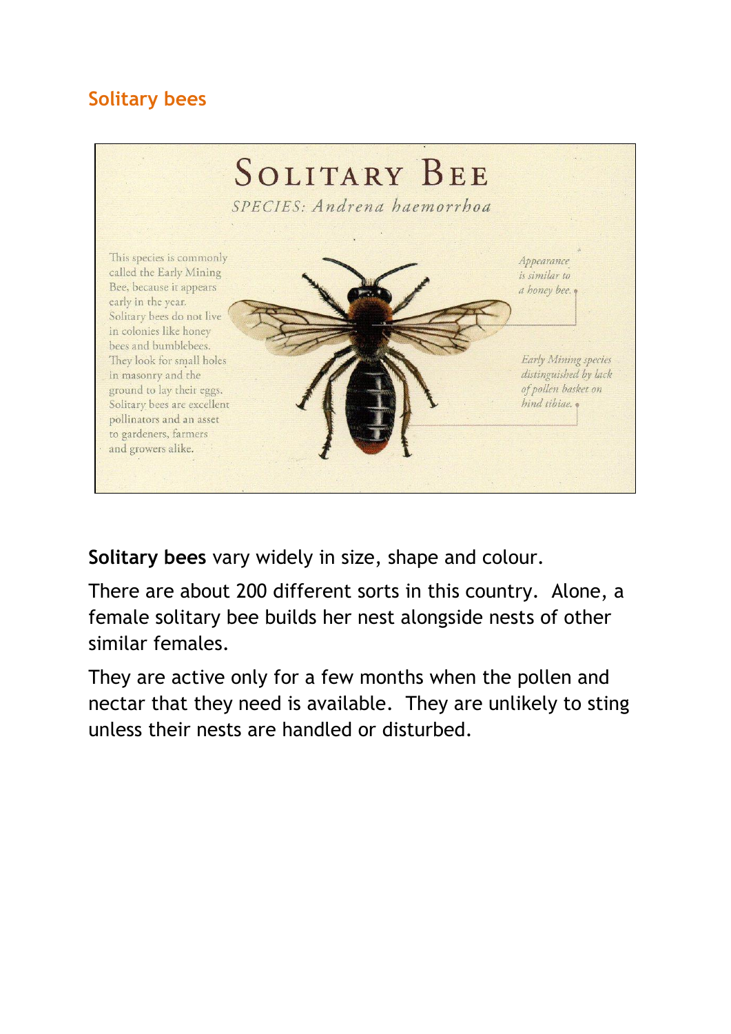## Solitary bees

# SOLITARY BEE

*SPECIES: Andrena haemorrhoa*

This species is commonly called the Early Mining Bee, because it appears early in the year. Solitary bees do not live in colonies like honey bees and bumblebees. They look for small holes in masonry and the ground to lay their eggs. Solitary bees are excellent pollinators and an asset to gardeners, farmers and growers alike.

*Appearance is similar to a honey bee.*

*Early Mining species distinguished by lack of pollen basket on hind tibiae.*

**Solitary bees** vary widely in size, shape and colour.

There are about 200 different sorts in this country. Alone, a female solitary bee builds her nest alongside nests of other similar females.

They are active only for a few months when the pollen and nectar that they need is available. They are unlikely to sting unless their nests are handled or disturbed.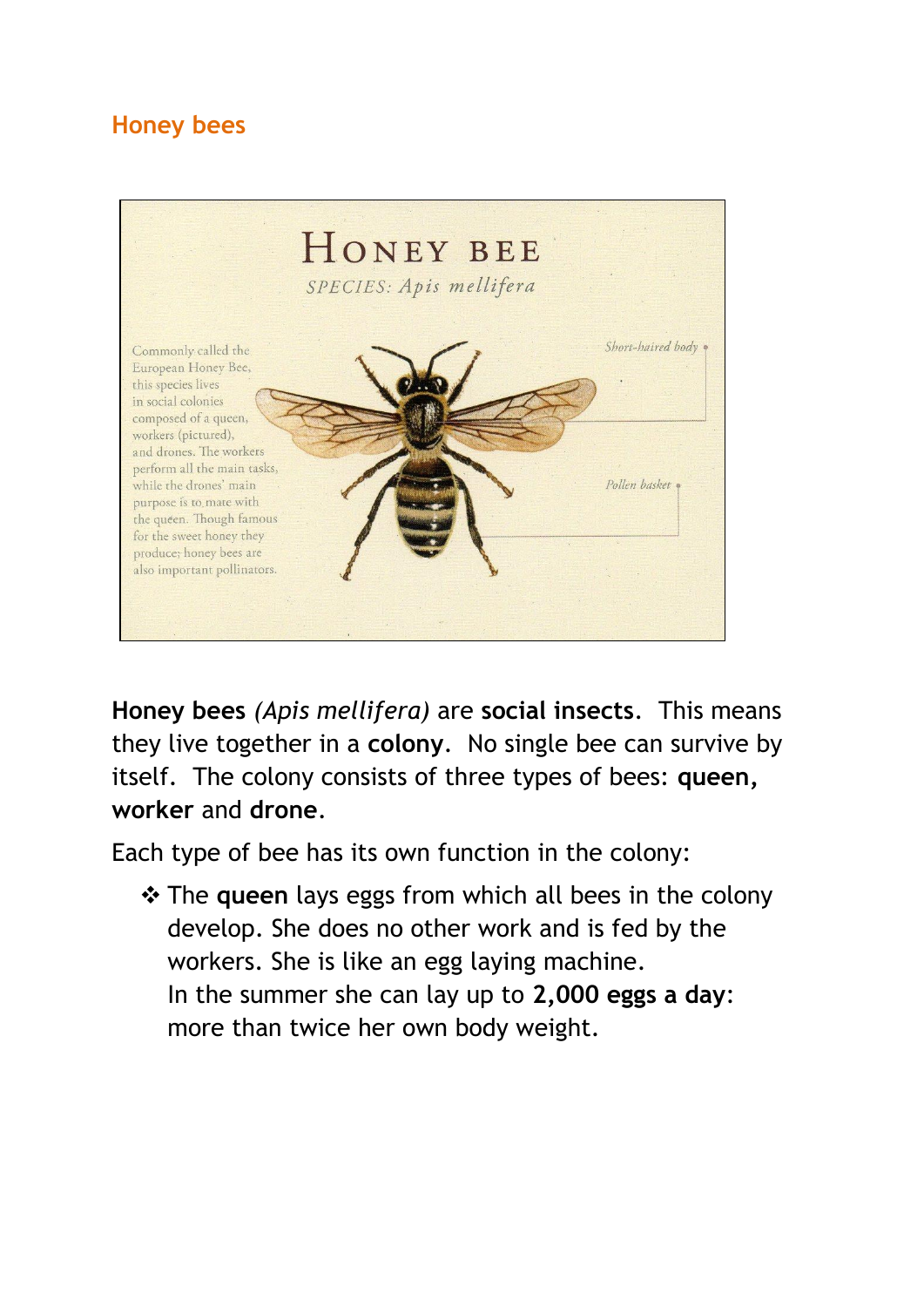## Honey bees

**Honey bees** *(Apis mellifera)* are **social insects**. This means they live together in a **colony**. No single bee can survive by itself. The colony consists of three types of bees: **queen, worker** and **drone**.

Each type of bee has its own function in the colony:

- ❖ The **queen** lays eggs from which all bees in the colony develop. She does no other work and is fed by the workers. She is like an egg laying machine.
  In the summer she can lay up to **2,000 eggs a day**: more than twice her own body weight.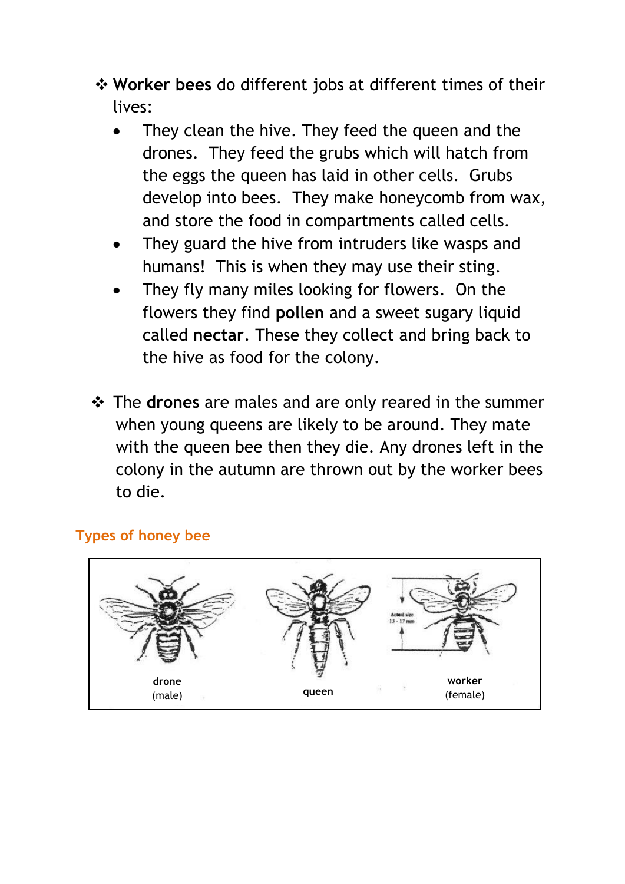- **Worker bees** do different jobs at different times of their lives:
  - They clean the hive. They feed the queen and the drones. They feed the grubs which will hatch from the eggs the queen has laid in other cells. Grubs develop into bees. They make honeycomb from wax, and store the food in compartments called cells.
  - They guard the hive from intruders like wasps and humans! This is when they may use their sting.
  - They fly many miles looking for flowers. On the flowers they find **pollen** and a sweet sugary liquid called **nectar**. These they collect and bring back to the hive as food for the colony.

- The **drones** are males and are only reared in the summer when young queens are likely to be around. They mate with the queen bee then they die. Any drones left in the colony in the autumn are thrown out by the worker bees to die.

### Types of honey bee

Actual size 13 - 17 mm

**drone** (male) | **queen** | **worker** (female)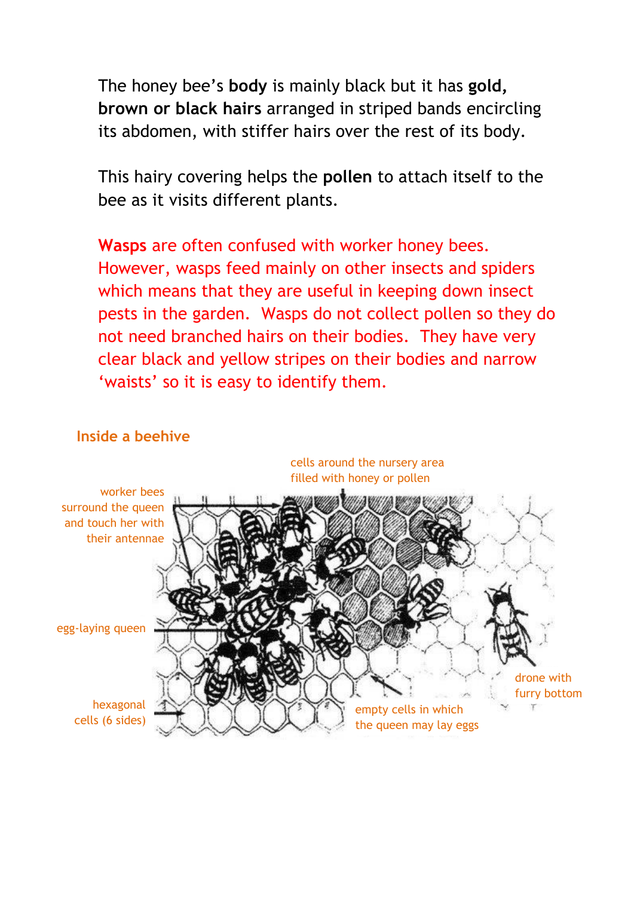The honey bee's **body** is mainly black but it has **gold, brown or black hairs** arranged in striped bands encircling its abdomen, with stiffer hairs over the rest of its body.

This hairy covering helps the **pollen** to attach itself to the bee as it visits different plants.

**Wasps** are often confused with worker honey bees. However, wasps feed mainly on other insects and spiders which means that they are useful in keeping down insect pests in the garden. Wasps do not collect pollen so they do not need branched hairs on their bodies. They have very clear black and yellow stripes on their bodies and narrow 'waists' so it is easy to identify them.

### Inside a beehive

cells around the nursery area filled with honey or pollen

worker bees surround the queen and touch her with their antennae

egg-laying queen

drone with furry bottom

hexagonal cells (6 sides)

empty cells in which the queen may lay eggs